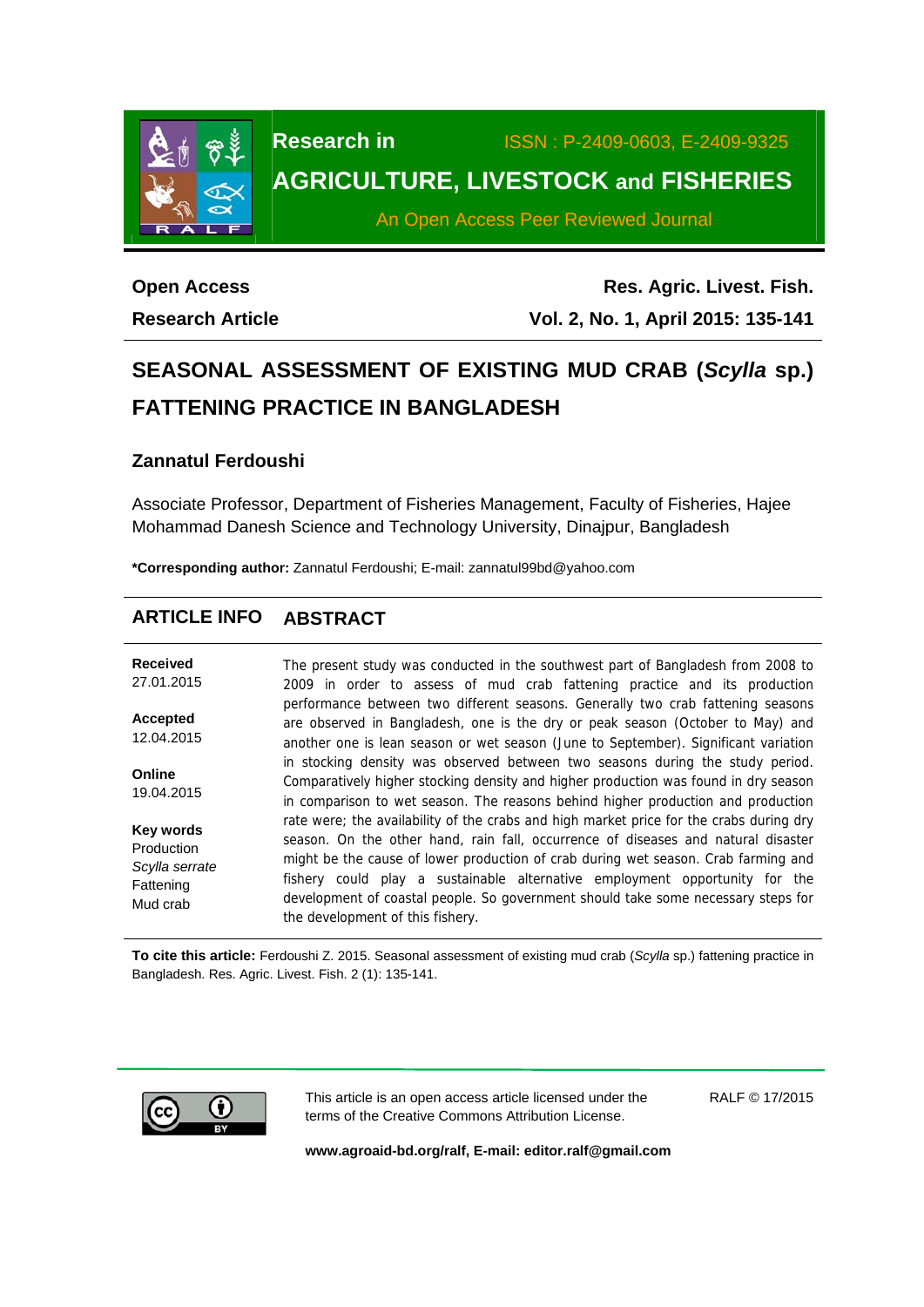**Research in** ISSN : P-2409-0603, E-2409-9325

**AGRICULTURE, LIVESTOCK and FISHERIES**

An Open Access Peer Reviewed Journal

**Open Access** **Res. Agric. Livest. Fish.**

**Research Article** **Vol. 2, No. 1, April 2015: 135-141**

# SEASONAL ASSESSMENT OF EXISTING MUD CRAB (*Scylla* sp.) FATTENING PRACTICE IN BANGLADESH

**Zannatul Ferdoushi**

Associate Professor, Department of Fisheries Management, Faculty of Fisheries, Hajee Mohammad Danesh Science and Technology University, Dinajpur, Bangladesh

**\*Corresponding author:** Zannatul Ferdoushi; E-mail: zannatul99bd@yahoo.com

## ARTICLE INFO

**Received**
27.01.2015

**Accepted**
12.04.2015

**Online**
19.04.2015

**Key words**
Production
*Scylla serrate*
Fattening
Mud crab

## ABSTRACT

The present study was conducted in the southwest part of Bangladesh from 2008 to 2009 in order to assess of mud crab fattening practice and its production performance between two different seasons. Generally two crab fattening seasons are observed in Bangladesh, one is the dry or peak season (October to May) and another one is lean season or wet season (June to September). Significant variation in stocking density was observed between two seasons during the study period. Comparatively higher stocking density and higher production was found in dry season in comparison to wet season. The reasons behind higher production and production rate were; the availability of the crabs and high market price for the crabs during dry season. On the other hand, rain fall, occurrence of diseases and natural disaster might be the cause of lower production of crab during wet season. Crab farming and fishery could play a sustainable alternative employment opportunity for the development of coastal people. So government should take some necessary steps for the development of this fishery.

**To cite this article:** Ferdoushi Z. 2015. Seasonal assessment of existing mud crab (*Scylla* sp.) fattening practice in Bangladesh. Res. Agric. Livest. Fish. 2 (1): 135-141.

This article is an open access article licensed under the terms of the Creative Commons Attribution License.

RALF © 17/2015

**www.agroaid-bd.org/ralf, E-mail: editor.ralf@gmail.com**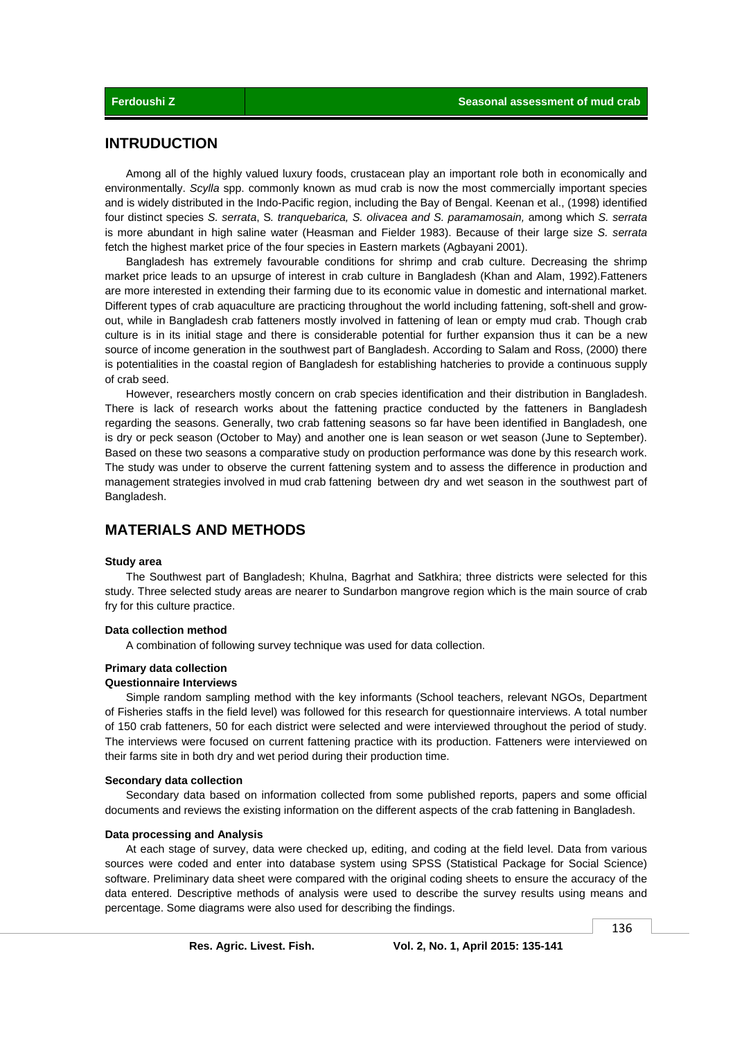## INTRUDUCTION

Among all of the highly valued luxury foods, crustacean play an important role both in economically and environmentally. *Scylla* spp. commonly known as mud crab is now the most commercially important species and is widely distributed in the Indo-Pacific region, including the Bay of Bengal. Keenan et al., (1998) identified four distinct species *S. serrata*, S*. tranquebarica, S. olivacea and S. paramamosain,* among which *S. serrata* is more abundant in high saline water (Heasman and Fielder 1983). Because of their large size *S. serrata* fetch the highest market price of the four species in Eastern markets (Agbayani 2001).

Bangladesh has extremely favourable conditions for shrimp and crab culture. Decreasing the shrimp market price leads to an upsurge of interest in crab culture in Bangladesh (Khan and Alam, 1992).Fatteners are more interested in extending their farming due to its economic value in domestic and international market. Different types of crab aquaculture are practicing throughout the world including fattening, soft-shell and grow-out, while in Bangladesh crab fatteners mostly involved in fattening of lean or empty mud crab. Though crab culture is in its initial stage and there is considerable potential for further expansion thus it can be a new source of income generation in the southwest part of Bangladesh. According to Salam and Ross, (2000) there is potentialities in the coastal region of Bangladesh for establishing hatcheries to provide a continuous supply of crab seed.

However, researchers mostly concern on crab species identification and their distribution in Bangladesh. There is lack of research works about the fattening practice conducted by the fatteners in Bangladesh regarding the seasons. Generally, two crab fattening seasons so far have been identified in Bangladesh, one is dry or peck season (October to May) and another one is lean season or wet season (June to September). Based on these two seasons a comparative study on production performance was done by this research work. The study was under to observe the current fattening system and to assess the difference in production and management strategies involved in mud crab fattening between dry and wet season in the southwest part of Bangladesh.

## MATERIALS AND METHODS

### Study area

The Southwest part of Bangladesh; Khulna, Bagrhat and Satkhira; three districts were selected for this study. Three selected study areas are nearer to Sundarbon mangrove region which is the main source of crab fry for this culture practice.

### Data collection method

A combination of following survey technique was used for data collection.

### Primary data collection

**Questionnaire Interviews**

Simple random sampling method with the key informants (School teachers, relevant NGOs, Department of Fisheries staffs in the field level) was followed for this research for questionnaire interviews. A total number of 150 crab fatteners, 50 for each district were selected and were interviewed throughout the period of study. The interviews were focused on current fattening practice with its production. Fatteners were interviewed on their farms site in both dry and wet period during their production time.

### Secondary data collection

Secondary data based on information collected from some published reports, papers and some official documents and reviews the existing information on the different aspects of the crab fattening in Bangladesh.

### Data processing and Analysis

At each stage of survey, data were checked up, editing, and coding at the field level. Data from various sources were coded and enter into database system using SPSS (Statistical Package for Social Science) software. Preliminary data sheet were compared with the original coding sheets to ensure the accuracy of the data entered. Descriptive methods of analysis were used to describe the survey results using means and percentage. Some diagrams were also used for describing the findings.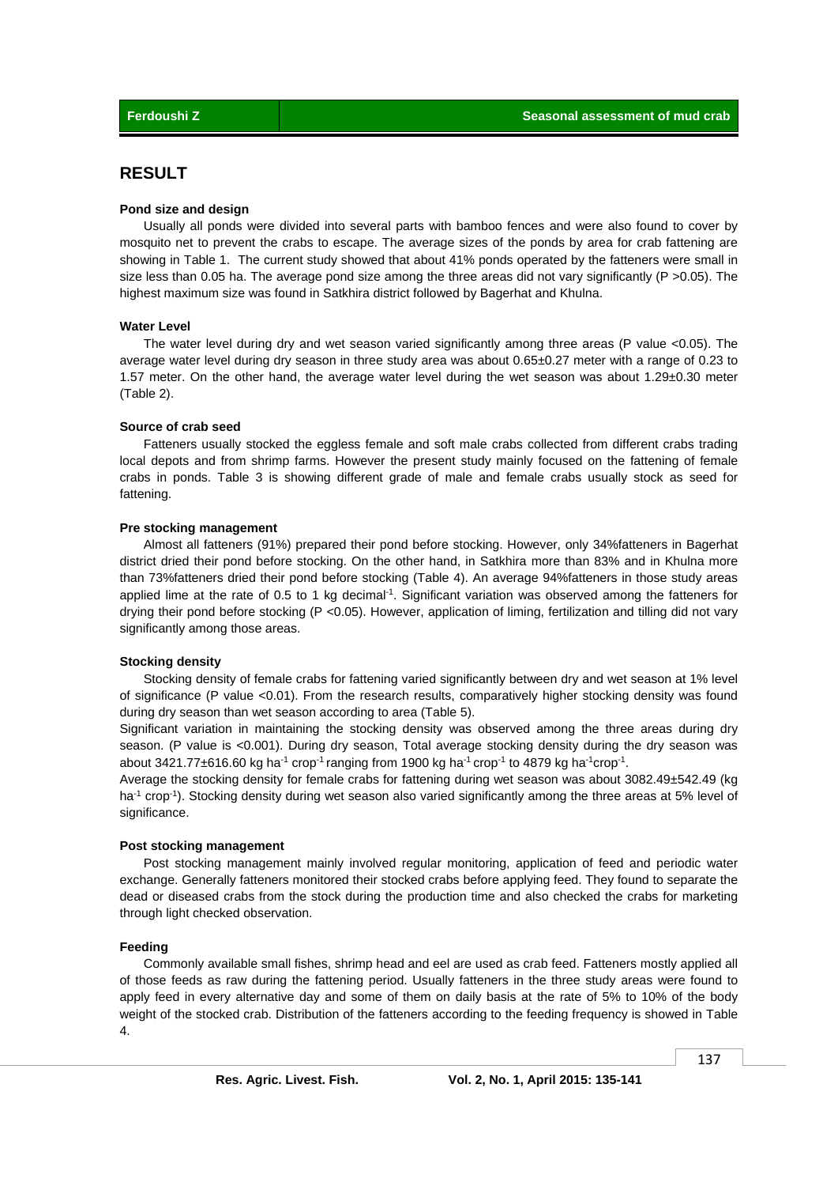## RESULT

### Pond size and design

Usually all ponds were divided into several parts with bamboo fences and were also found to cover by mosquito net to prevent the crabs to escape. The average sizes of the ponds by area for crab fattening are showing in Table 1. The current study showed that about 41% ponds operated by the fatteners were small in size less than 0.05 ha. The average pond size among the three areas did not vary significantly ($P > 0.05$). The highest maximum size was found in Satkhira district followed by Bagerhat and Khulna.

### Water Level

The water level during dry and wet season varied significantly among three areas (P value $<0.05$). The average water level during dry season in three study area was about 0.65±0.27 meter with a range of 0.23 to 1.57 meter. On the other hand, the average water level during the wet season was about 1.29±0.30 meter (Table 2).

### Source of crab seed

Fatteners usually stocked the eggless female and soft male crabs collected from different crabs trading local depots and from shrimp farms. However the present study mainly focused on the fattening of female crabs in ponds. Table 3 is showing different grade of male and female crabs usually stock as seed for fattening.

### Pre stocking management

Almost all fatteners (91%) prepared their pond before stocking. However, only 34%fatteners in Bagerhat district dried their pond before stocking. On the other hand, in Satkhira more than 83% and in Khulna more than 73%fatteners dried their pond before stocking (Table 4). An average 94%fatteners in those study areas applied lime at the rate of 0.5 to 1 kg decimal$^{-1}$. Significant variation was observed among the fatteners for drying their pond before stocking ($P < 0.05$). However, application of liming, fertilization and tilling did not vary significantly among those areas.

### Stocking density

Stocking density of female crabs for fattening varied significantly between dry and wet season at 1% level of significance (P value $<0.01$). From the research results, comparatively higher stocking density was found during dry season than wet season according to area (Table 5).

Significant variation in maintaining the stocking density was observed among the three areas during dry season. (P value is $<0.001$). During dry season, Total average stocking density during the dry season was about 3421.77±616.60 kg ha$^{-1}$ crop$^{-1}$ ranging from 1900 kg ha$^{-1}$ crop$^{-1}$ to 4879 kg ha$^{-1}$crop$^{-1}$.

Average the stocking density for female crabs for fattening during wet season was about 3082.49±542.49 (kg ha$^{-1}$ crop$^{-1}$). Stocking density during wet season also varied significantly among the three areas at 5% level of significance.

### Post stocking management

Post stocking management mainly involved regular monitoring, application of feed and periodic water exchange. Generally fatteners monitored their stocked crabs before applying feed. They found to separate the dead or diseased crabs from the stock during the production time and also checked the crabs for marketing through light checked observation.

### Feeding

Commonly available small fishes, shrimp head and eel are used as crab feed. Fatteners mostly applied all of those feeds as raw during the fattening period. Usually fatteners in the three study areas were found to apply feed in every alternative day and some of them on daily basis at the rate of 5% to 10% of the body weight of the stocked crab. Distribution of the fatteners according to the feeding frequency is showed in Table 4.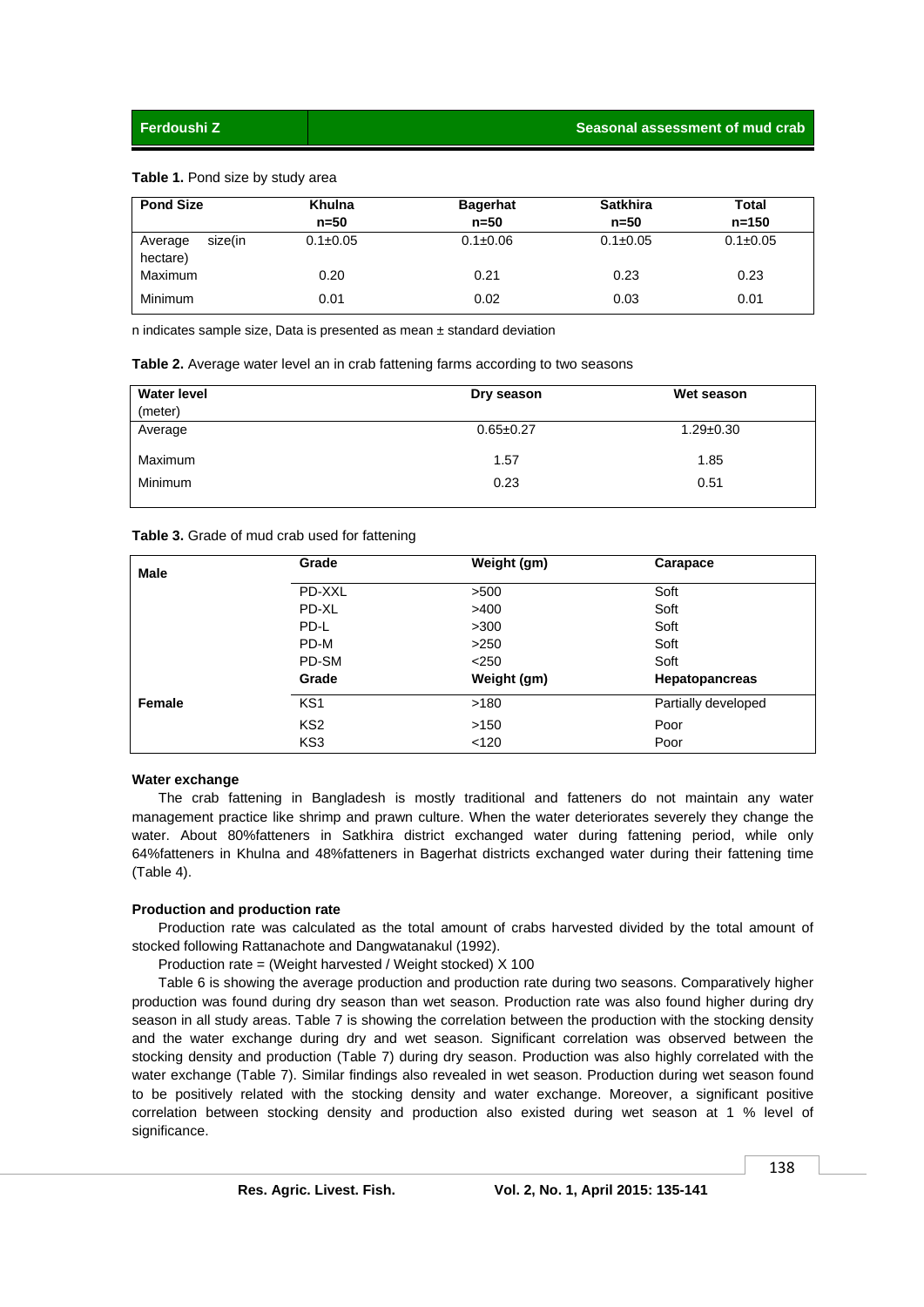**Table 1.** Pond size by study area

| Pond Size | Khulna n=50 | Bagerhat n=50 | Satkhira n=50 | Total n=150 |
|---|---|---|---|---|
| Average size(in hectare) | 0.1±0.05 | 0.1±0.06 | 0.1±0.05 | 0.1±0.05 |
| Maximum | 0.20 | 0.21 | 0.23 | 0.23 |
| Minimum | 0.01 | 0.02 | 0.03 | 0.01 |

n indicates sample size, Data is presented as mean ± standard deviation

**Table 2.** Average water level an in crab fattening farms according to two seasons

| Water level (meter) | Dry season | Wet season |
|---|---|---|
| Average | 0.65±0.27 | 1.29±0.30 |
| Maximum | 1.57 | 1.85 |
| Minimum | 0.23 | 0.51 |

**Table 3.** Grade of mud crab used for fattening

| Male | Grade | Weight (gm) | Carapace |
|---|---|---|---|
| | PD-XXL | >500 | Soft |
| | PD-XL | >400 | Soft |
| | PD-L | >300 | Soft |
| | PD-M | >250 | Soft |
| | PD-SM | <250 | Soft |
| | **Grade** | **Weight (gm)** | **Hepatopancreas** |
| **Female** | KS1 | >180 | Partially developed |
| | KS2 | >150 | Poor |
| | KS3 | <120 | Poor |

#### Water exchange

The crab fattening in Bangladesh is mostly traditional and fatteners do not maintain any water management practice like shrimp and prawn culture. When the water deteriorates severely they change the water. About 80%fatteners in Satkhira district exchanged water during fattening period, while only 64%fatteners in Khulna and 48%fatteners in Bagerhat districts exchanged water during their fattening time (Table 4).

#### Production and production rate

Production rate was calculated as the total amount of crabs harvested divided by the total amount of stocked following Rattanachote and Dangwatanakul (1992).

Production rate = (Weight harvested / Weight stocked) X 100

Table 6 is showing the average production and production rate during two seasons. Comparatively higher production was found during dry season than wet season. Production rate was also found higher during dry season in all study areas. Table 7 is showing the correlation between the production with the stocking density and the water exchange during dry and wet season. Significant correlation was observed between the stocking density and production (Table 7) during dry season. Production was also highly correlated with the water exchange (Table 7). Similar findings also revealed in wet season. Production during wet season found to be positively related with the stocking density and water exchange. Moreover, a significant positive correlation between stocking density and production also existed during wet season at 1 % level of significance.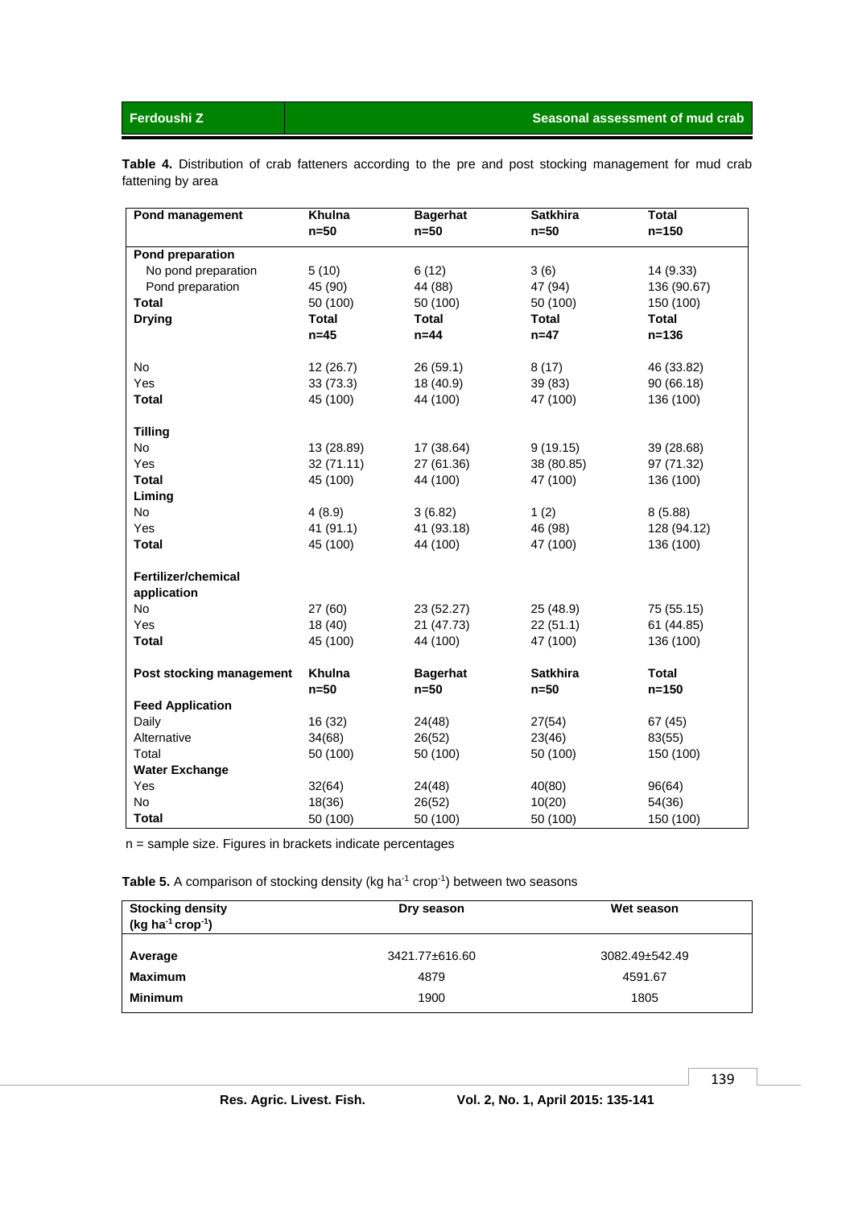**Table 4.** Distribution of crab fatteners according to the pre and post stocking management for mud crab fattening by area

| Pond management | Khulna n=50 | Bagerhat n=50 | Satkhira n=50 | Total n=150 |
|---|---|---|---|---|
| **Pond preparation** | | | | |
| No pond preparation | 5 (10) | 6 (12) | 3 (6) | 14 (9.33) |
| Pond preparation | 45 (90) | 44 (88) | 47 (94) | 136 (90.67) |
| **Total** | 50 (100) | 50 (100) | 50 (100) | 150 (100) |
| **Drying** | **Total n=45** | **Total n=44** | **Total n=47** | **Total n=136** |
| No | 12 (26.7) | 26 (59.1) | 8 (17) | 46 (33.82) |
| Yes | 33 (73.3) | 18 (40.9) | 39 (83) | 90 (66.18) |
| **Total** | 45 (100) | 44 (100) | 47 (100) | 136 (100) |
| **Tilling** | | | | |
| No | 13 (28.89) | 17 (38.64) | 9 (19.15) | 39 (28.68) |
| Yes | 32 (71.11) | 27 (61.36) | 38 (80.85) | 97 (71.32) |
| **Total** | 45 (100) | 44 (100) | 47 (100) | 136 (100) |
| **Liming** | | | | |
| No | 4 (8.9) | 3 (6.82) | 1 (2) | 8 (5.88) |
| Yes | 41 (91.1) | 41 (93.18) | 46 (98) | 128 (94.12) |
| **Total** | 45 (100) | 44 (100) | 47 (100) | 136 (100) |
| **Fertilizer/chemical application** | | | | |
| No | 27 (60) | 23 (52.27) | 25 (48.9) | 75 (55.15) |
| Yes | 18 (40) | 21 (47.73) | 22 (51.1) | 61 (44.85) |
| **Total** | 45 (100) | 44 (100) | 47 (100) | 136 (100) |
| **Post stocking management** | **Khulna n=50** | **Bagerhat n=50** | **Satkhira n=50** | **Total n=150** |
| **Feed Application** | | | | |
| Daily | 16 (32) | 24(48) | 27(54) | 67 (45) |
| Alternative | 34(68) | 26(52) | 23(46) | 83(55) |
| Total | 50 (100) | 50 (100) | 50 (100) | 150 (100) |
| **Water Exchange** | | | | |
| Yes | 32(64) | 24(48) | 40(80) | 96(64) |
| No | 18(36) | 26(52) | 10(20) | 54(36) |
| **Total** | 50 (100) | 50 (100) | 50 (100) | 150 (100) |

n = sample size. Figures in brackets indicate percentages

**Table 5.** A comparison of stocking density (kg ha$^{-1}$ crop$^{-1}$) between two seasons

| Stocking density (kg ha$^{-1}$ crop$^{-1}$) | Dry season | Wet season |
|---|---|---|
| **Average** | 3421.77±616.60 | 3082.49±542.49 |
| **Maximum** | 4879 | 4591.67 |
| **Minimum** | 1900 | 1805 |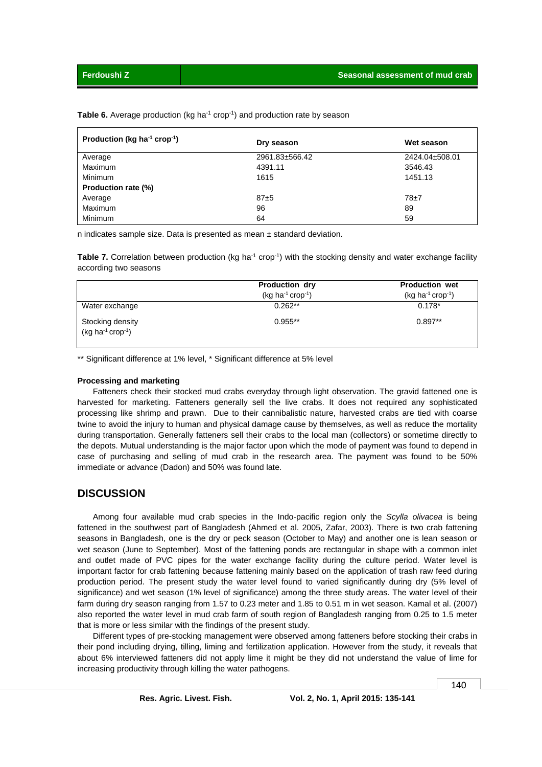**Table 6.** Average production (kg ha$^{-1}$ crop$^{-1}$) and production rate by season

| Production (kg ha$^{-1}$ crop$^{-1}$) | Dry season | Wet season |
|---|---|---|
| Average | 2961.83±566.42 | 2424.04±508.01 |
| Maximum | 4391.11 | 3546.43 |
| Minimum | 1615 | 1451.13 |
| **Production rate (%)** | | |
| Average | 87±5 | 78±7 |
| Maximum | 96 | 89 |
| Minimum | 64 | 59 |

n indicates sample size. Data is presented as mean ± standard deviation.

**Table 7.** Correlation between production (kg ha$^{-1}$ crop$^{-1}$) with the stocking density and water exchange facility according two seasons

| | Production dry (kg ha$^{-1}$ crop$^{-1}$) | Production wet (kg ha$^{-1}$ crop$^{-1}$) |
|---|---|---|
| Water exchange | 0.262** | 0.178* |
| Stocking density (kg ha$^{-1}$ crop$^{-1}$) | 0.955** | 0.897** |

** Significant difference at 1% level, * Significant difference at 5% level

**Processing and marketing**

Fatteners check their stocked mud crabs everyday through light observation. The gravid fattened one is harvested for marketing. Fatteners generally sell the live crabs. It does not required any sophisticated processing like shrimp and prawn. Due to their cannibalistic nature, harvested crabs are tied with coarse twine to avoid the injury to human and physical damage cause by themselves, as well as reduce the mortality during transportation. Generally fatteners sell their crabs to the local man (collectors) or sometime directly to the depots. Mutual understanding is the major factor upon which the mode of payment was found to depend in case of purchasing and selling of mud crab in the research area. The payment was found to be 50% immediate or advance (Dadon) and 50% was found late.

## DISCUSSION

Among four available mud crab species in the Indo-pacific region only the *Scylla olivacea* is being fattened in the southwest part of Bangladesh (Ahmed et al. 2005, Zafar, 2003). There is two crab fattening seasons in Bangladesh, one is the dry or peck season (October to May) and another one is lean season or wet season (June to September). Most of the fattening ponds are rectangular in shape with a common inlet and outlet made of PVC pipes for the water exchange facility during the culture period. Water level is important factor for crab fattening because fattening mainly based on the application of trash raw feed during production period. The present study the water level found to varied significantly during dry (5% level of significance) and wet season (1% level of significance) among the three study areas. The water level of their farm during dry season ranging from 1.57 to 0.23 meter and 1.85 to 0.51 m in wet season. Kamal et al. (2007) also reported the water level in mud crab farm of south region of Bangladesh ranging from 0.25 to 1.5 meter that is more or less similar with the findings of the present study.

Different types of pre-stocking management were observed among fatteners before stocking their crabs in their pond including drying, tilling, liming and fertilization application. However from the study, it reveals that about 6% interviewed fatteners did not apply lime it might be they did not understand the value of lime for increasing productivity through killing the water pathogens.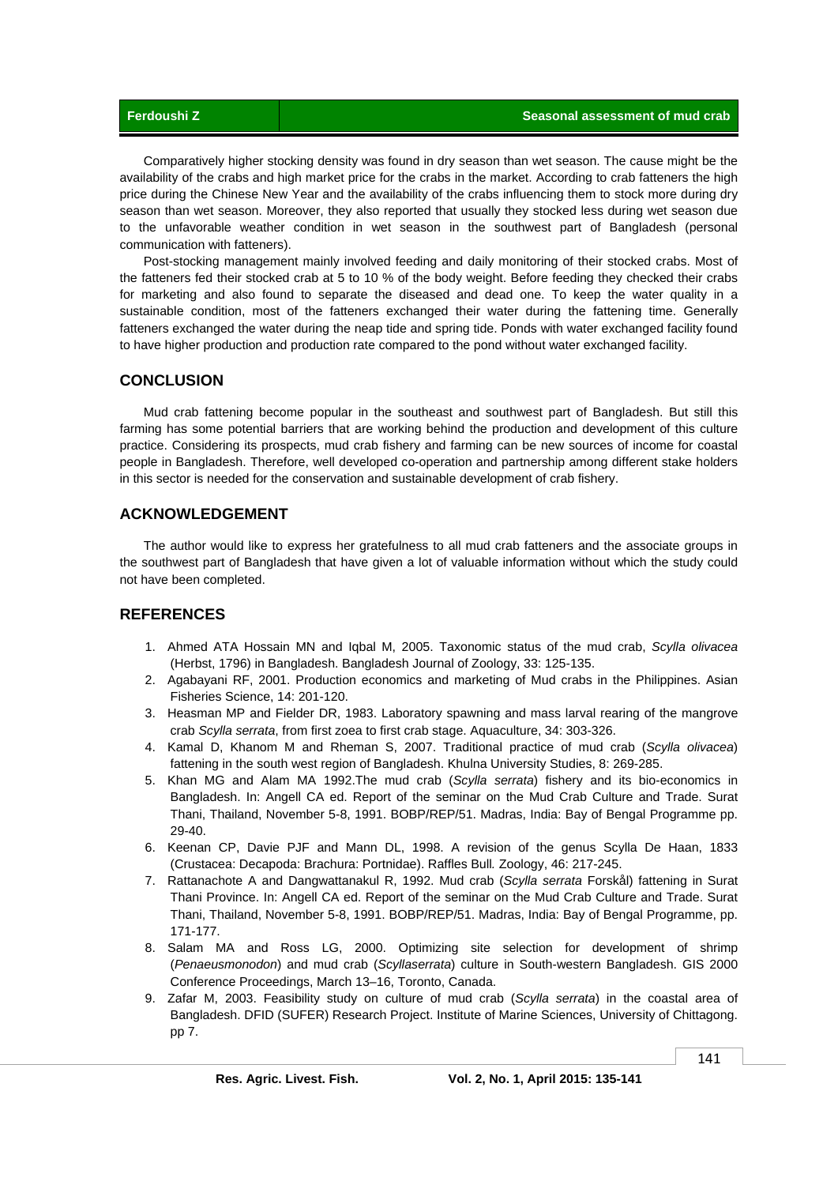Comparatively higher stocking density was found in dry season than wet season. The cause might be the availability of the crabs and high market price for the crabs in the market. According to crab fatteners the high price during the Chinese New Year and the availability of the crabs influencing them to stock more during dry season than wet season. Moreover, they also reported that usually they stocked less during wet season due to the unfavorable weather condition in wet season in the southwest part of Bangladesh (personal communication with fatteners).

Post-stocking management mainly involved feeding and daily monitoring of their stocked crabs. Most of the fatteners fed their stocked crab at 5 to 10 % of the body weight. Before feeding they checked their crabs for marketing and also found to separate the diseased and dead one. To keep the water quality in a sustainable condition, most of the fatteners exchanged their water during the fattening time. Generally fatteners exchanged the water during the neap tide and spring tide. Ponds with water exchanged facility found to have higher production and production rate compared to the pond without water exchanged facility.

## CONCLUSION

Mud crab fattening become popular in the southeast and southwest part of Bangladesh. But still this farming has some potential barriers that are working behind the production and development of this culture practice. Considering its prospects, mud crab fishery and farming can be new sources of income for coastal people in Bangladesh. Therefore, well developed co-operation and partnership among different stake holders in this sector is needed for the conservation and sustainable development of crab fishery.

## ACKNOWLEDGEMENT

The author would like to express her gratefulness to all mud crab fatteners and the associate groups in the southwest part of Bangladesh that have given a lot of valuable information without which the study could not have been completed.

## REFERENCES

1. Ahmed ATA Hossain MN and Iqbal M, 2005. Taxonomic status of the mud crab, *Scylla olivacea* (Herbst, 1796) in Bangladesh. Bangladesh Journal of Zoology, 33: 125-135.
2. Agabayani RF, 2001. Production economics and marketing of Mud crabs in the Philippines. Asian Fisheries Science, 14: 201-120.
3. Heasman MP and Fielder DR, 1983. Laboratory spawning and mass larval rearing of the mangrove crab *Scylla serrata*, from first zoea to first crab stage. Aquaculture, 34: 303-326.
4. Kamal D, Khanom M and Rheman S, 2007. Traditional practice of mud crab (*Scylla olivacea*) fattening in the south west region of Bangladesh. Khulna University Studies, 8: 269-285.
5. Khan MG and Alam MA 1992.The mud crab (*Scylla serrata*) fishery and its bio-economics in Bangladesh. In: Angell CA ed. Report of the seminar on the Mud Crab Culture and Trade. Surat Thani, Thailand, November 5-8, 1991. BOBP/REP/51. Madras, India: Bay of Bengal Programme pp. 29-40.
6. Keenan CP, Davie PJF and Mann DL, 1998. A revision of the genus Scylla De Haan, 1833 (Crustacea: Decapoda: Brachura: Portnidae). Raffles Bull*.* Zoology, 46: 217-245.
7. Rattanachote A and Dangwattanakul R, 1992. Mud crab (*Scylla serrata* Forskål) fattening in Surat Thani Province. In: Angell CA ed. Report of the seminar on the Mud Crab Culture and Trade. Surat Thani, Thailand, November 5-8, 1991. BOBP/REP/51. Madras, India: Bay of Bengal Programme, pp. 171-177.
8. Salam MA and Ross LG, 2000. Optimizing site selection for development of shrimp (*Penaeusmonodon*) and mud crab (*Scyllaserrata*) culture in South-western Bangladesh. GIS 2000 Conference Proceedings, March 13–16, Toronto, Canada.
9. Zafar M, 2003. Feasibility study on culture of mud crab (*Scylla serrata*) in the coastal area of Bangladesh. DFID (SUFER) Research Project. Institute of Marine Sciences, University of Chittagong. pp 7.